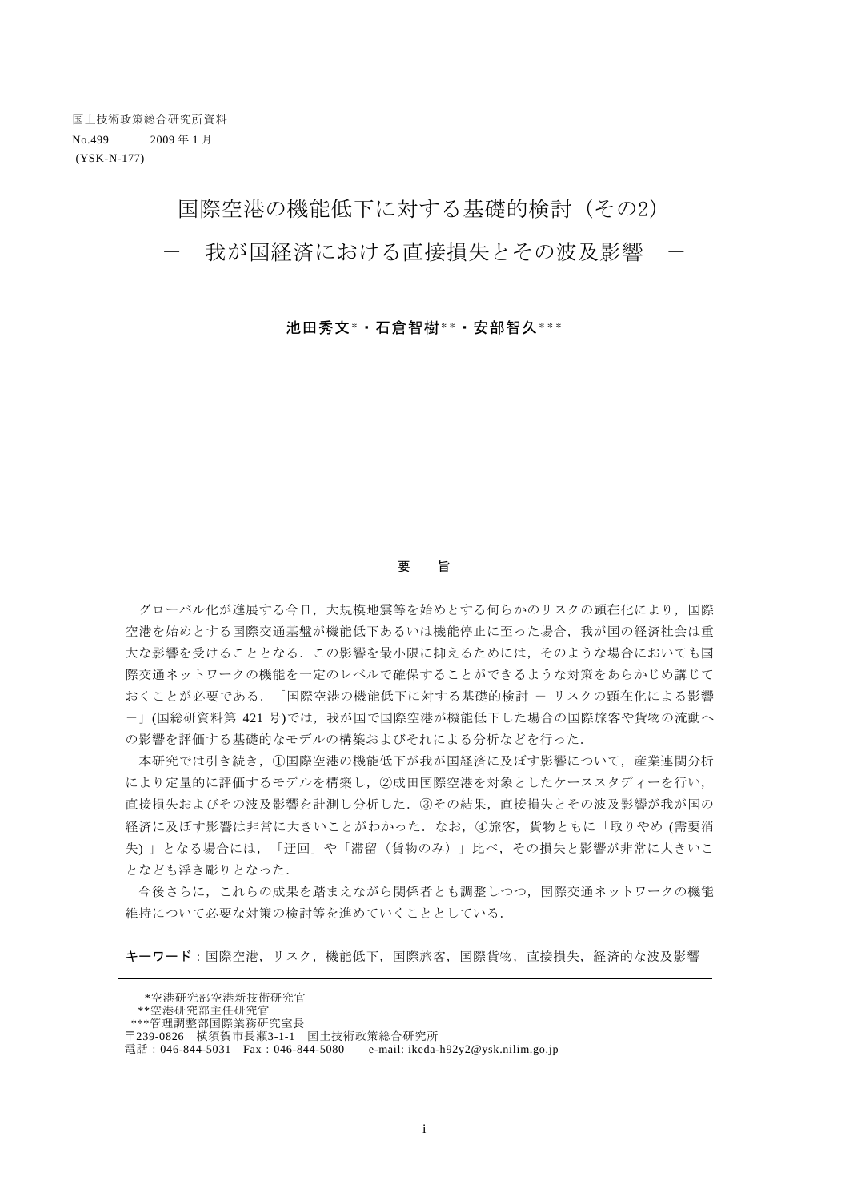国土技術政策総合研究所資料
No.499　　　2009 年 1 月
(YSK-N-177)

# 国際空港の機能低下に対する基礎的検討（その2）
## －　我が国経済における直接損失とその波及影響　－

**池田秀文*・石倉智樹**・安部智久*****

### 要　旨

グローバル化が進展する今日，大規模地震等を始めとする何らかのリスクの顕在化により，国際空港を始めとする国際交通基盤が機能低下あるいは機能停止に至った場合，我が国の経済社会は重大な影響を受けることとなる．この影響を最小限に抑えるためには，そのような場合においても国際交通ネットワークの機能を一定のレベルで確保することができるような対策をあらかじめ講じておくことが必要である．「国際空港の機能低下に対する基礎的検討 － リスクの顕在化による影響－」(国総研資料第 421 号)では，我が国で国際空港が機能低下した場合の国際旅客や貨物の流動への影響を評価する基礎的なモデルの構築およびそれによる分析などを行った．

本研究では引き続き，①国際空港の機能低下が我が国経済に及ぼす影響について，産業連関分析により定量的に評価するモデルを構築し，②成田国際空港を対象としたケーススタディーを行い，直接損失およびその波及影響を計測し分析した．③その結果，直接損失とその波及影響が我が国の経済に及ぼす影響は非常に大きいことがわかった．なお，④旅客，貨物ともに「取りやめ (需要消失) 」となる場合には，「迂回」や「滞留（貨物のみ）」比べ，その損失と影響が非常に大きいことなども浮き彫りとなった．

今後さらに，これらの成果を踏まえながら関係者とも調整しつつ，国際交通ネットワークの機能維持について必要な対策の検討等を進めていくこととしている．

**キーワード**：国際空港，リスク，機能低下，国際旅客，国際貨物，直接損失，経済的な波及影響

---

*空港研究部空港新技術研究官
**空港研究部主任研究官
***管理調整部国際業務研究室長
〒239-0826　横須賀市長瀬3-1-1　国土技術政策総合研究所
電話：046-844-5031　Fax：046-844-5080　　e-mail: ikeda-h92y2@ysk.nilim.go.jp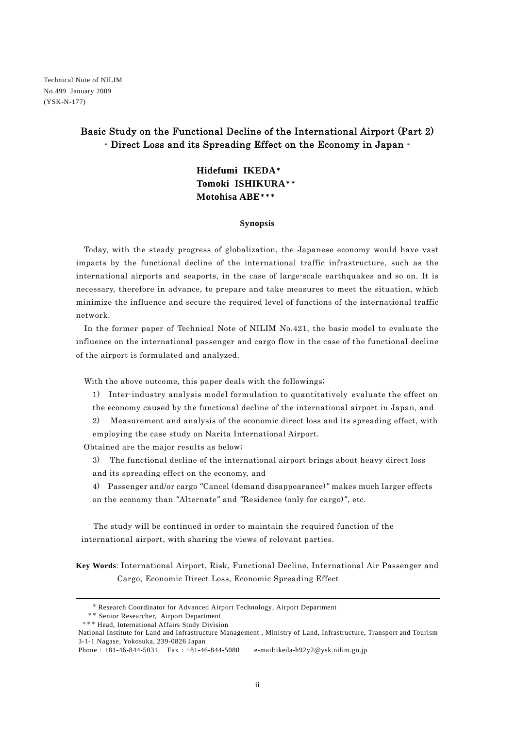Technical Note of NILIM
No.499 January 2009
(YSK-N-177)

# Basic Study on the Functional Decline of the International Airport (Part 2) - Direct Loss and its Spreading Effect on the Economy in Japan -

**Hidefumi IKEDA***
**Tomoki ISHIKURA****
**Motohisa ABE*****

## Synopsis

Today, with the steady progress of globalization, the Japanese economy would have vast impacts by the functional decline of the international traffic infrastructure, such as the international airports and seaports, in the case of large-scale earthquakes and so on. It is necessary, therefore in advance, to prepare and take measures to meet the situation, which minimize the influence and secure the required level of functions of the international traffic network.

In the former paper of Technical Note of NILIM No.421, the basic model to evaluate the influence on the international passenger and cargo flow in the case of the functional decline of the airport is formulated and analyzed.

With the above outcome, this paper deals with the followings;

1) Inter-industry analysis model formulation to quantitatively evaluate the effect on the economy caused by the functional decline of the international airport in Japan, and
2) Measurement and analysis of the economic direct loss and its spreading effect, with employing the case study on Narita International Airport.

Obtained are the major results as below;

3) The functional decline of the international airport brings about heavy direct loss and its spreading effect on the economy, and
4) Passenger and/or cargo "Cancel (demand disappearance)" makes much larger effects on the economy than "Alternate" and "Residence (only for cargo)", etc.

The study will be continued in order to maintain the required function of the international airport, with sharing the views of relevant parties.

**Key Words**: International Airport, Risk, Functional Decline, International Air Passenger and Cargo, Economic Direct Loss, Economic Spreading Effect

---

\* Research Coordinator for Advanced Airport Technology, Airport Department
\*\* Senior Researcher, Airport Department
\*\*\* Head, International Affairs Study Division
National Institute for Land and Infrastructure Management , Ministry of Land, Infrastructure, Transport and Tourism
3-1-1 Nagase, Yokosuka, 239-0826 Japan
Phone : +81-46-844-5031 Fax : +81-46-844-5080 e-mail:ikeda-h92y2@ysk.nilim.go.jp